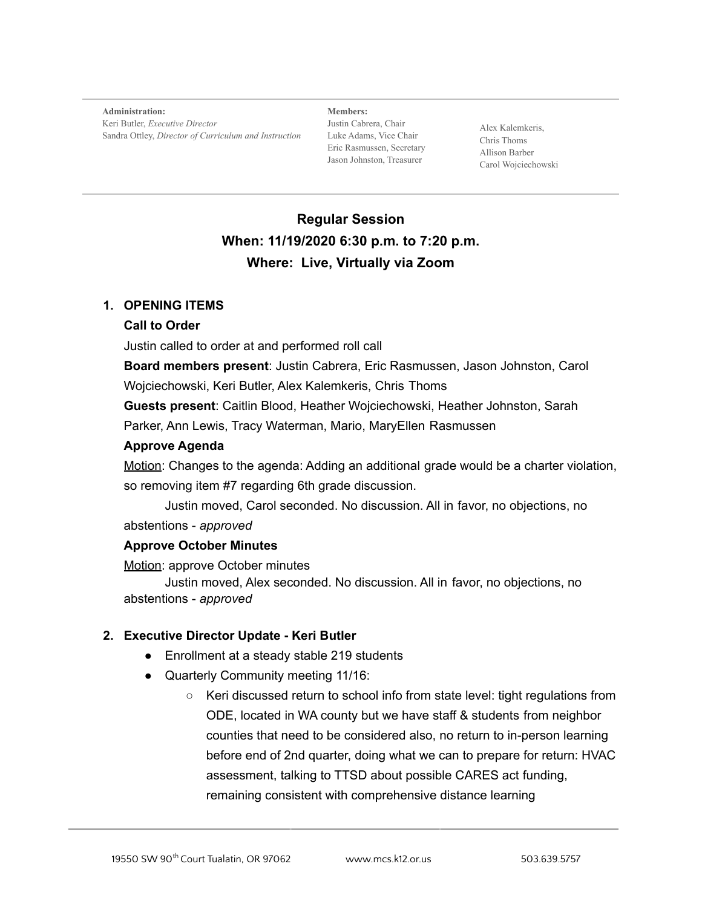**Administration:**
Keri Butler, *Executive Director*
Sandra Ottley, *Director of Curriculum and Instruction*

**Members:**
Justin Cabrera, Chair
Luke Adams, Vice Chair
Eric Rasmussen, Secretary
Jason Johnston, Treasurer

Alex Kalemkeris,
Chris Thoms
Allison Barber
Carol Wojciechowski

---

## Regular Session

### When: 11/19/2020 6:30 p.m. to 7:20 p.m.

### Where: Live, Virtually via Zoom

1. **OPENING ITEMS**

   **Call to Order**

   Justin called to order at and performed roll call

   **Board members present**: Justin Cabrera, Eric Rasmussen, Jason Johnston, Carol Wojciechowski, Keri Butler, Alex Kalemkeris, Chris Thoms

   **Guests present**: Caitlin Blood, Heather Wojciechowski, Heather Johnston, Sarah Parker, Ann Lewis, Tracy Waterman, Mario, MaryEllen Rasmussen

   **Approve Agenda**

   Motion: Changes to the agenda: Adding an additional grade would be a charter violation, so removing item #7 regarding 6th grade discussion.

   Justin moved, Carol seconded. No discussion. All in favor, no objections, no abstentions - *approved*

   **Approve October Minutes**

   Motion: approve October minutes

   Justin moved, Alex seconded. No discussion. All in favor, no objections, no abstentions - *approved*

2. **Executive Director Update - Keri Butler**
   - Enrollment at a steady stable 219 students
   - Quarterly Community meeting 11/16:
     - Keri discussed return to school info from state level: tight regulations from ODE, located in WA county but we have staff & students from neighbor counties that need to be considered also, no return to in-person learning before end of 2nd quarter, doing what we can to prepare for return: HVAC assessment, talking to TTSD about possible CARES act funding, remaining consistent with comprehensive distance learning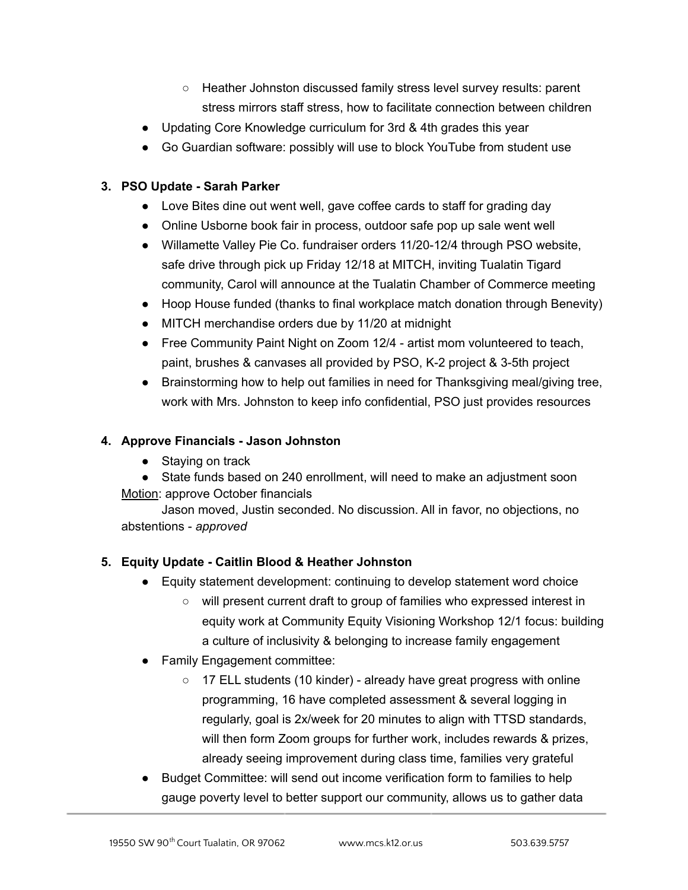- Heather Johnston discussed family stress level survey results: parent stress mirrors staff stress, how to facilitate connection between children
- Updating Core Knowledge curriculum for 3rd & 4th grades this year
- Go Guardian software: possibly will use to block YouTube from student use

3. **PSO Update - Sarah Parker**
    - Love Bites dine out went well, gave coffee cards to staff for grading day
    - Online Usborne book fair in process, outdoor safe pop up sale went well
    - Willamette Valley Pie Co. fundraiser orders 11/20-12/4 through PSO website, safe drive through pick up Friday 12/18 at MITCH, inviting Tualatin Tigard community, Carol will announce at the Tualatin Chamber of Commerce meeting
    - Hoop House funded (thanks to final workplace match donation through Benevity)
    - MITCH merchandise orders due by 11/20 at midnight
    - Free Community Paint Night on Zoom 12/4 - artist mom volunteered to teach, paint, brushes & canvases all provided by PSO, K-2 project & 3-5th project
    - Brainstorming how to help out families in need for Thanksgiving meal/giving tree, work with Mrs. Johnston to keep info confidential, PSO just provides resources

4. **Approve Financials - Jason Johnston**
    - Staying on track
    - State funds based on 240 enrollment, will need to make an adjustment soon

<u>Motion</u>: approve October financials

Jason moved, Justin seconded. No discussion. All in favor, no objections, no abstentions - *approved*

5. **Equity Update - Caitlin Blood & Heather Johnston**
    - Equity statement development: continuing to develop statement word choice
        - will present current draft to group of families who expressed interest in equity work at Community Equity Visioning Workshop 12/1 focus: building a culture of inclusivity & belonging to increase family engagement
    - Family Engagement committee:
        - 17 ELL students (10 kinder) - already have great progress with online programming, 16 have completed assessment & several logging in regularly, goal is 2x/week for 20 minutes to align with TTSD standards, will then form Zoom groups for further work, includes rewards & prizes, already seeing improvement during class time, families very grateful
    - Budget Committee: will send out income verification form to families to help gauge poverty level to better support our community, allows us to gather data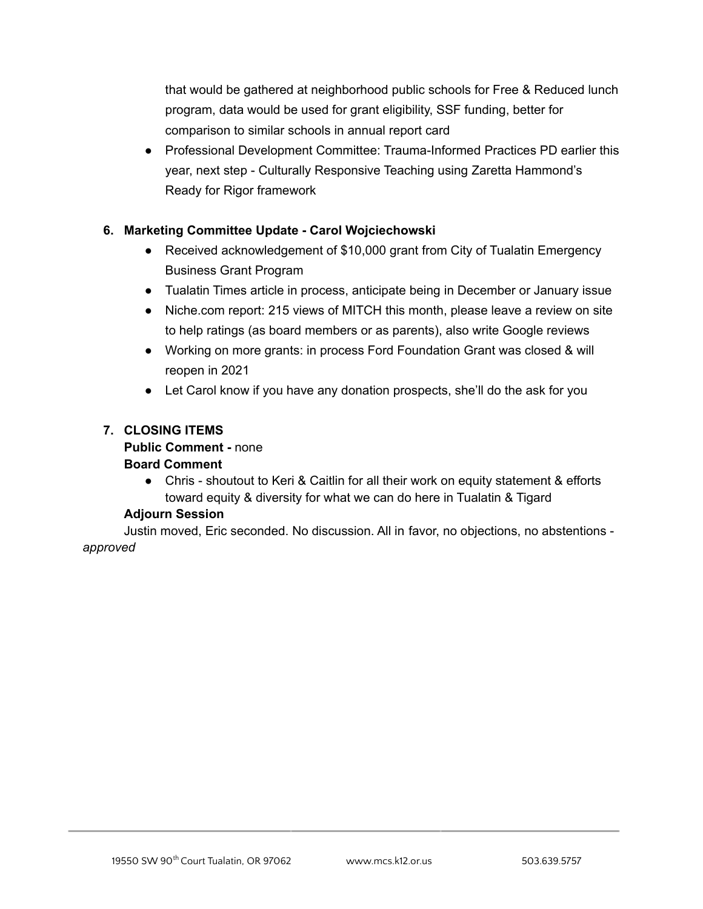that would be gathered at neighborhood public schools for Free & Reduced lunch program, data would be used for grant eligibility, SSF funding, better for comparison to similar schools in annual report card

- Professional Development Committee: Trauma-Informed Practices PD earlier this year, next step - Culturally Responsive Teaching using Zaretta Hammond's Ready for Rigor framework

6. **Marketing Committee Update - Carol Wojciechowski**
    - Received acknowledgement of $10,000 grant from City of Tualatin Emergency Business Grant Program
    - Tualatin Times article in process, anticipate being in December or January issue
    - Niche.com report: 215 views of MITCH this month, please leave a review on site to help ratings (as board members or as parents), also write Google reviews
    - Working on more grants: in process Ford Foundation Grant was closed & will reopen in 2021
    - Let Carol know if you have any donation prospects, she'll do the ask for you

7. **CLOSING ITEMS**

   **Public Comment -** none

   **Board Comment**
    - Chris - shoutout to Keri & Caitlin for all their work on equity statement & efforts toward equity & diversity for what we can do here in Tualatin & Tigard

   **Adjourn Session**

   Justin moved, Eric seconded. No discussion. All in favor, no objections, no abstentions - *approved*